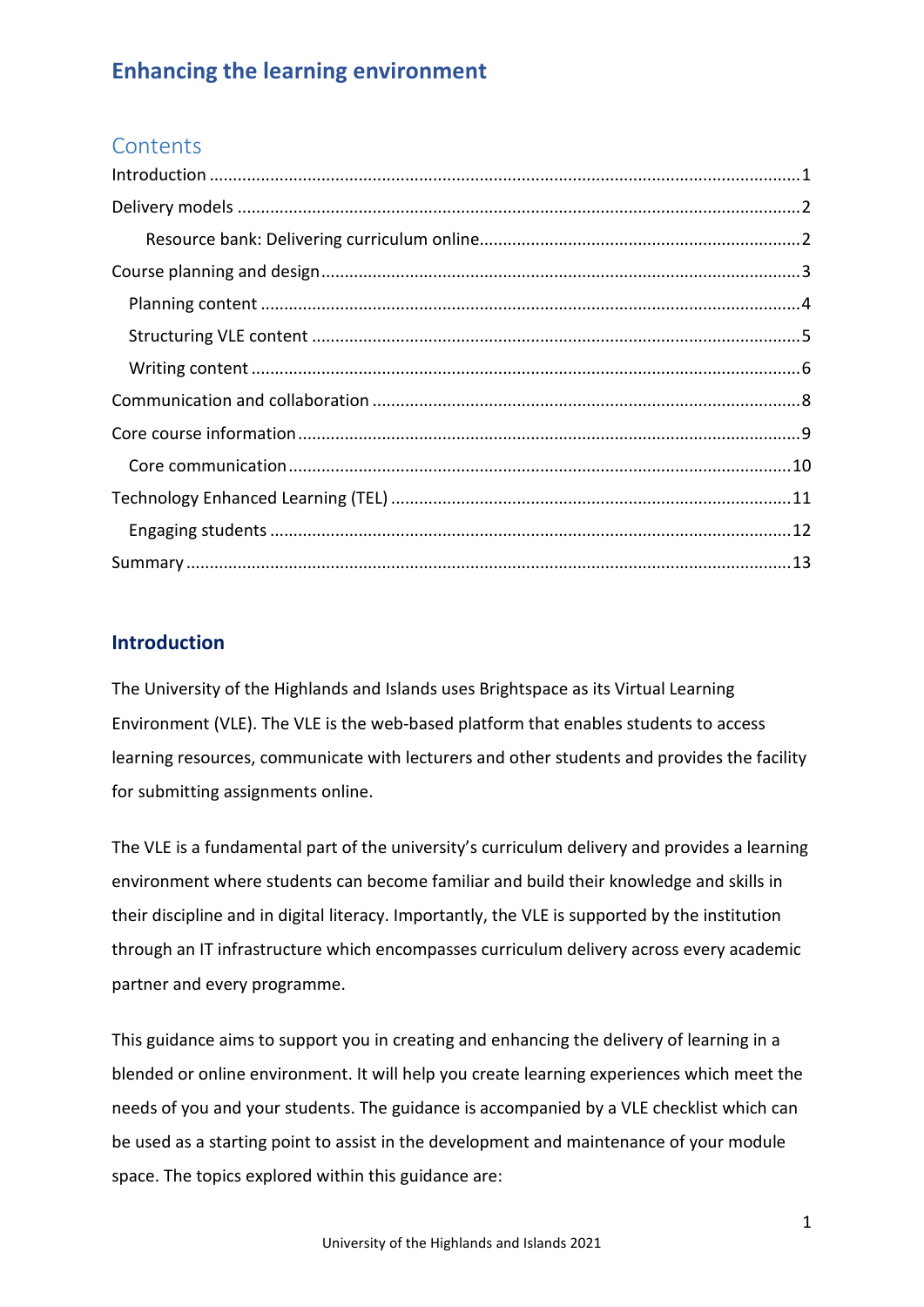# Enhancing the learning environment

## Contents

Introduction ... 1
Delivery models ... 2
- Resource bank: Delivering curriculum online ... 2

Course planning and design ... 3
- Planning content ... 4
- Structuring VLE content ... 5
- Writing content ... 6

Communication and collaboration ... 8
Core course information ... 9
- Core communication ... 10

Technology Enhanced Learning (TEL) ... 11
- Engaging students ... 12

Summary ... 13

## Introduction

The University of the Highlands and Islands uses Brightspace as its Virtual Learning Environment (VLE). The VLE is the web-based platform that enables students to access learning resources, communicate with lecturers and other students and provides the facility for submitting assignments online.

The VLE is a fundamental part of the university's curriculum delivery and provides a learning environment where students can become familiar and build their knowledge and skills in their discipline and in digital literacy. Importantly, the VLE is supported by the institution through an IT infrastructure which encompasses curriculum delivery across every academic partner and every programme.

This guidance aims to support you in creating and enhancing the delivery of learning in a blended or online environment. It will help you create learning experiences which meet the needs of you and your students. The guidance is accompanied by a VLE checklist which can be used as a starting point to assist in the development and maintenance of your module space. The topics explored within this guidance are: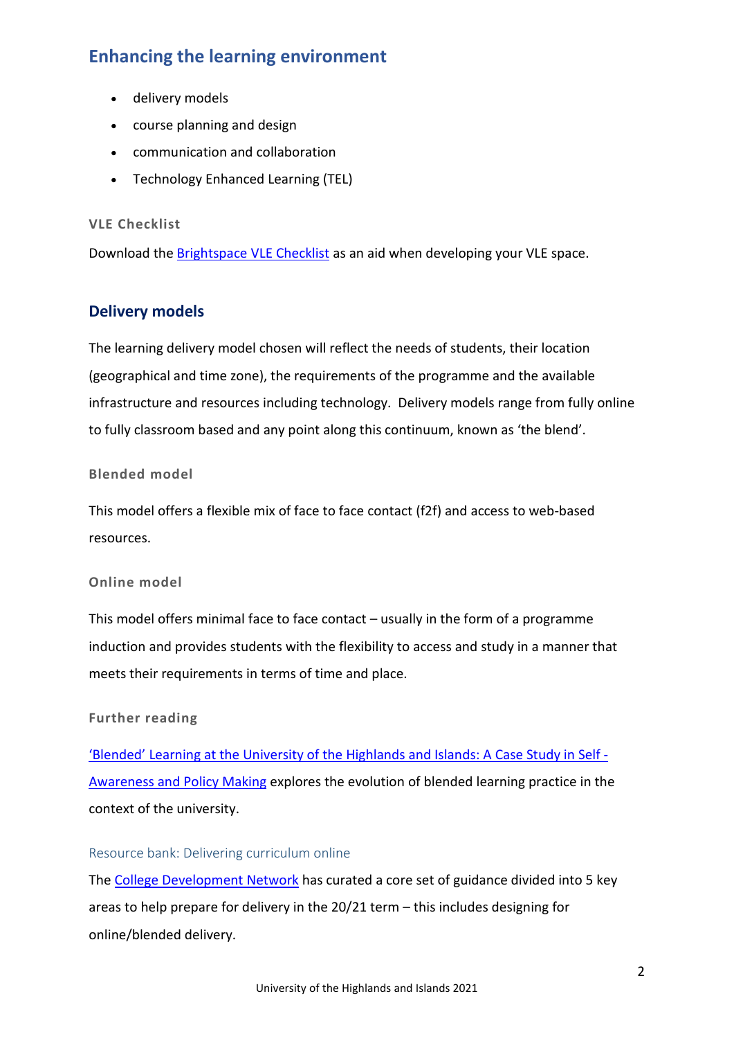## Enhancing the learning environment

- delivery models
- course planning and design
- communication and collaboration
- Technology Enhanced Learning (TEL)

#### VLE Checklist

Download the Brightspace VLE Checklist as an aid when developing your VLE space.

## Delivery models

The learning delivery model chosen will reflect the needs of students, their location (geographical and time zone), the requirements of the programme and the available infrastructure and resources including technology. Delivery models range from fully online to fully classroom based and any point along this continuum, known as 'the blend'.

#### Blended model

This model offers a flexible mix of face to face contact (f2f) and access to web-based resources.

#### Online model

This model offers minimal face to face contact – usually in the form of a programme induction and provides students with the flexibility to access and study in a manner that meets their requirements in terms of time and place.

#### Further reading

'Blended' Learning at the University of the Highlands and Islands: A Case Study in Self - Awareness and Policy Making explores the evolution of blended learning practice in the context of the university.

### Resource bank: Delivering curriculum online

The College Development Network has curated a core set of guidance divided into 5 key areas to help prepare for delivery in the 20/21 term – this includes designing for online/blended delivery.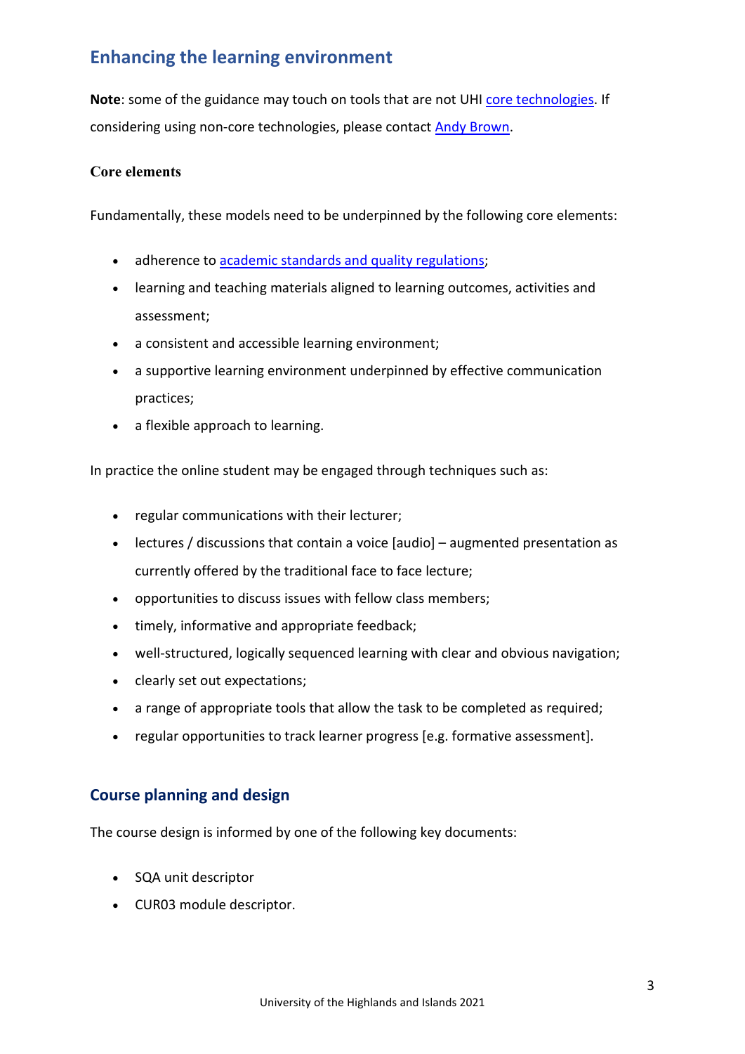## Enhancing the learning environment

**Note**: some of the guidance may touch on tools that are not UHI core technologies. If considering using non-core technologies, please contact Andy Brown.

### Core elements

Fundamentally, these models need to be underpinned by the following core elements:

- adherence to academic standards and quality regulations;
- learning and teaching materials aligned to learning outcomes, activities and assessment;
- a consistent and accessible learning environment;
- a supportive learning environment underpinned by effective communication practices;
- a flexible approach to learning.

In practice the online student may be engaged through techniques such as:

- regular communications with their lecturer;
- lectures / discussions that contain a voice [audio] – augmented presentation as currently offered by the traditional face to face lecture;
- opportunities to discuss issues with fellow class members;
- timely, informative and appropriate feedback;
- well-structured, logically sequenced learning with clear and obvious navigation;
- clearly set out expectations;
- a range of appropriate tools that allow the task to be completed as required;
- regular opportunities to track learner progress [e.g. formative assessment].

## Course planning and design

The course design is informed by one of the following key documents:

- SQA unit descriptor
- CUR03 module descriptor.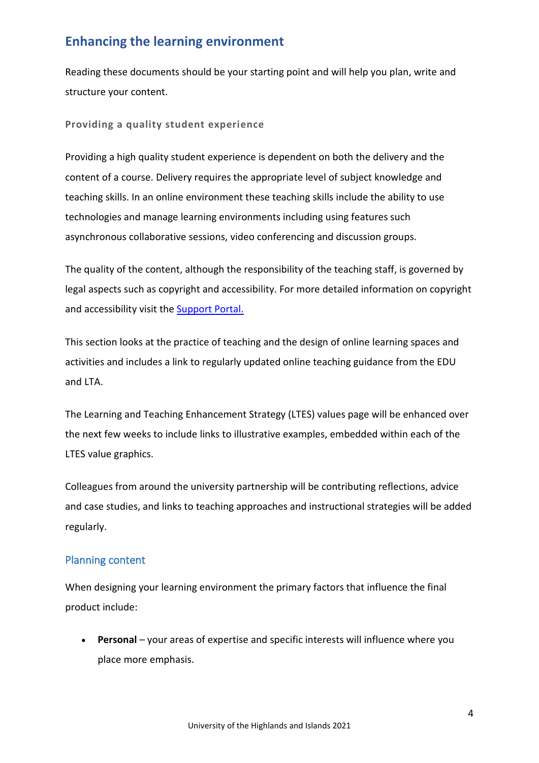## Enhancing the learning environment

Reading these documents should be your starting point and will help you plan, write and structure your content.

#### Providing a quality student experience

Providing a high quality student experience is dependent on both the delivery and the content of a course. Delivery requires the appropriate level of subject knowledge and teaching skills. In an online environment these teaching skills include the ability to use technologies and manage learning environments including using features such asynchronous collaborative sessions, video conferencing and discussion groups.

The quality of the content, although the responsibility of the teaching staff, is governed by legal aspects such as copyright and accessibility. For more detailed information on copyright and accessibility visit the Support Portal.

This section looks at the practice of teaching and the design of online learning spaces and activities and includes a link to regularly updated online teaching guidance from the EDU and LTA.

The Learning and Teaching Enhancement Strategy (LTES) values page will be enhanced over the next few weeks to include links to illustrative examples, embedded within each of the LTES value graphics.

Colleagues from around the university partnership will be contributing reflections, advice and case studies, and links to teaching approaches and instructional strategies will be added regularly.

### Planning content

When designing your learning environment the primary factors that influence the final product include:

- **Personal** – your areas of expertise and specific interests will influence where you place more emphasis.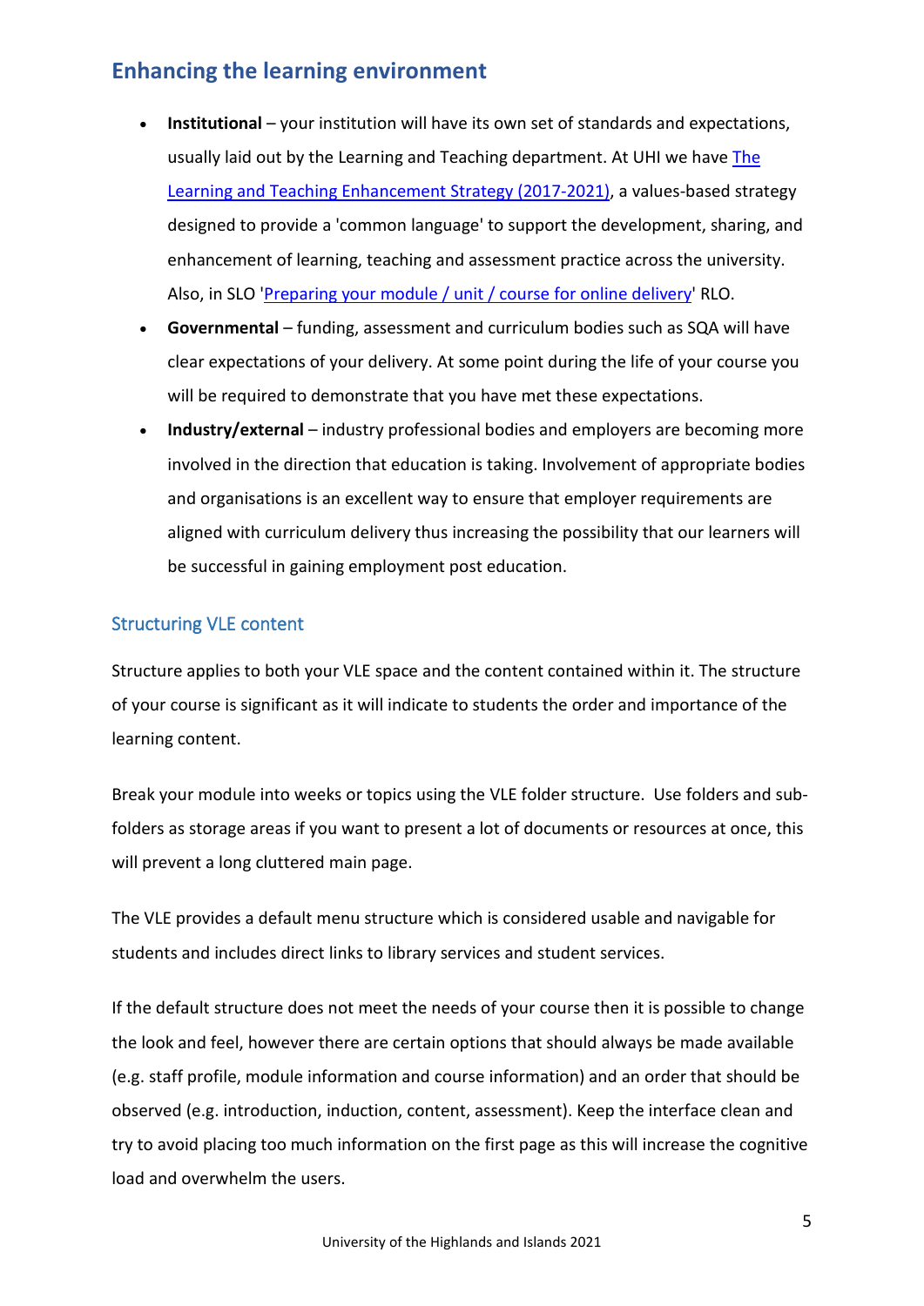## Enhancing the learning environment

- **Institutional** – your institution will have its own set of standards and expectations, usually laid out by the Learning and Teaching department. At UHI we have [The Learning and Teaching Enhancement Strategy (2017-2021)](), a values-based strategy designed to provide a 'common language' to support the development, sharing, and enhancement of learning, teaching and assessment practice across the university. Also, in SLO '[Preparing your module / unit / course for online delivery]()' RLO.
- **Governmental** – funding, assessment and curriculum bodies such as SQA will have clear expectations of your delivery. At some point during the life of your course you will be required to demonstrate that you have met these expectations.
- **Industry/external** – industry professional bodies and employers are becoming more involved in the direction that education is taking. Involvement of appropriate bodies and organisations is an excellent way to ensure that employer requirements are aligned with curriculum delivery thus increasing the possibility that our learners will be successful in gaining employment post education.

### Structuring VLE content

Structure applies to both your VLE space and the content contained within it. The structure of your course is significant as it will indicate to students the order and importance of the learning content.

Break your module into weeks or topics using the VLE folder structure. Use folders and sub-folders as storage areas if you want to present a lot of documents or resources at once, this will prevent a long cluttered main page.

The VLE provides a default menu structure which is considered usable and navigable for students and includes direct links to library services and student services.

If the default structure does not meet the needs of your course then it is possible to change the look and feel, however there are certain options that should always be made available (e.g. staff profile, module information and course information) and an order that should be observed (e.g. introduction, induction, content, assessment). Keep the interface clean and try to avoid placing too much information on the first page as this will increase the cognitive load and overwhelm the users.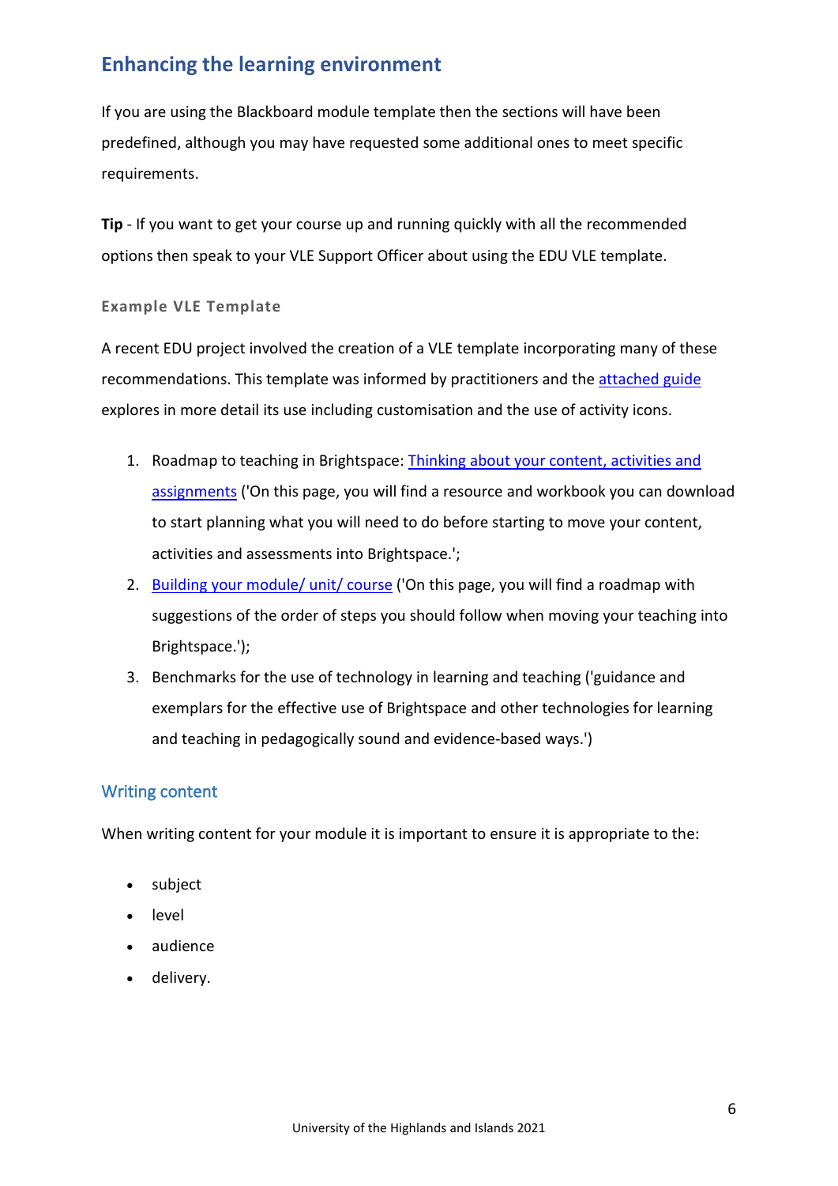## Enhancing the learning environment

If you are using the Blackboard module template then the sections will have been predefined, although you may have requested some additional ones to meet specific requirements.

**Tip** - If you want to get your course up and running quickly with all the recommended options then speak to your VLE Support Officer about using the EDU VLE template.

#### Example VLE Template

A recent EDU project involved the creation of a VLE template incorporating many of these recommendations. This template was informed by practitioners and the attached guide explores in more detail its use including customisation and the use of activity icons.

1. Roadmap to teaching in Brightspace: Thinking about your content, activities and assignments ('On this page, you will find a resource and workbook you can download to start planning what you will need to do before starting to move your content, activities and assessments into Brightspace.';
2. Building your module/ unit/ course ('On this page, you will find a roadmap with suggestions of the order of steps you should follow when moving your teaching into Brightspace.');
3. Benchmarks for the use of technology in learning and teaching ('guidance and exemplars for the effective use of Brightspace and other technologies for learning and teaching in pedagogically sound and evidence-based ways.')

### Writing content

When writing content for your module it is important to ensure it is appropriate to the:

- subject
- level
- audience
- delivery.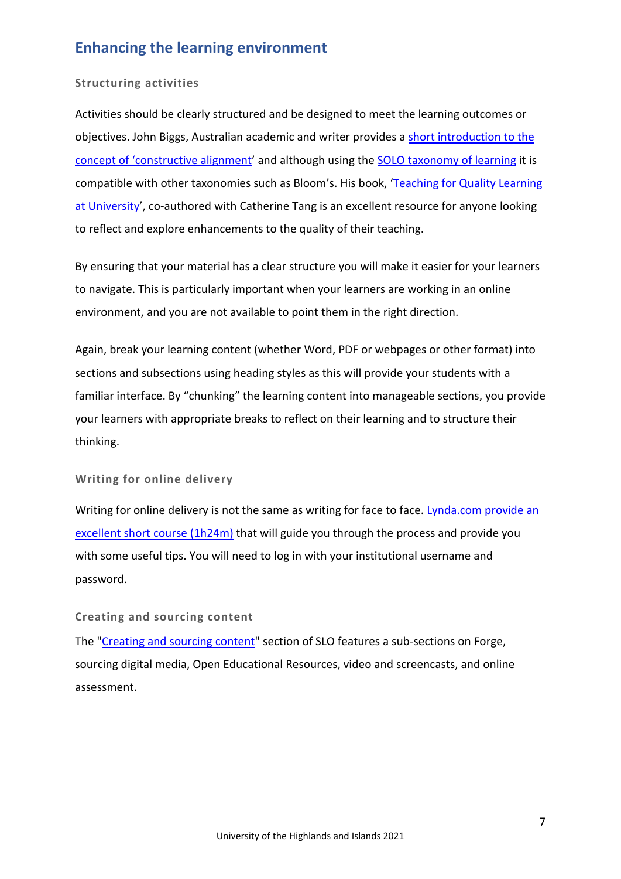## Enhancing the learning environment

### Structuring activities

Activities should be clearly structured and be designed to meet the learning outcomes or objectives. John Biggs, Australian academic and writer provides a short introduction to the concept of 'constructive alignment' and although using the SOLO taxonomy of learning it is compatible with other taxonomies such as Bloom's. His book, 'Teaching for Quality Learning at University', co-authored with Catherine Tang is an excellent resource for anyone looking to reflect and explore enhancements to the quality of their teaching.

By ensuring that your material has a clear structure you will make it easier for your learners to navigate. This is particularly important when your learners are working in an online environment, and you are not available to point them in the right direction.

Again, break your learning content (whether Word, PDF or webpages or other format) into sections and subsections using heading styles as this will provide your students with a familiar interface. By "chunking" the learning content into manageable sections, you provide your learners with appropriate breaks to reflect on their learning and to structure their thinking.

### Writing for online delivery

Writing for online delivery is not the same as writing for face to face. Lynda.com provide an excellent short course (1h24m) that will guide you through the process and provide you with some useful tips. You will need to log in with your institutional username and password.

### Creating and sourcing content

The "Creating and sourcing content" section of SLO features a sub-sections on Forge, sourcing digital media, Open Educational Resources, video and screencasts, and online assessment.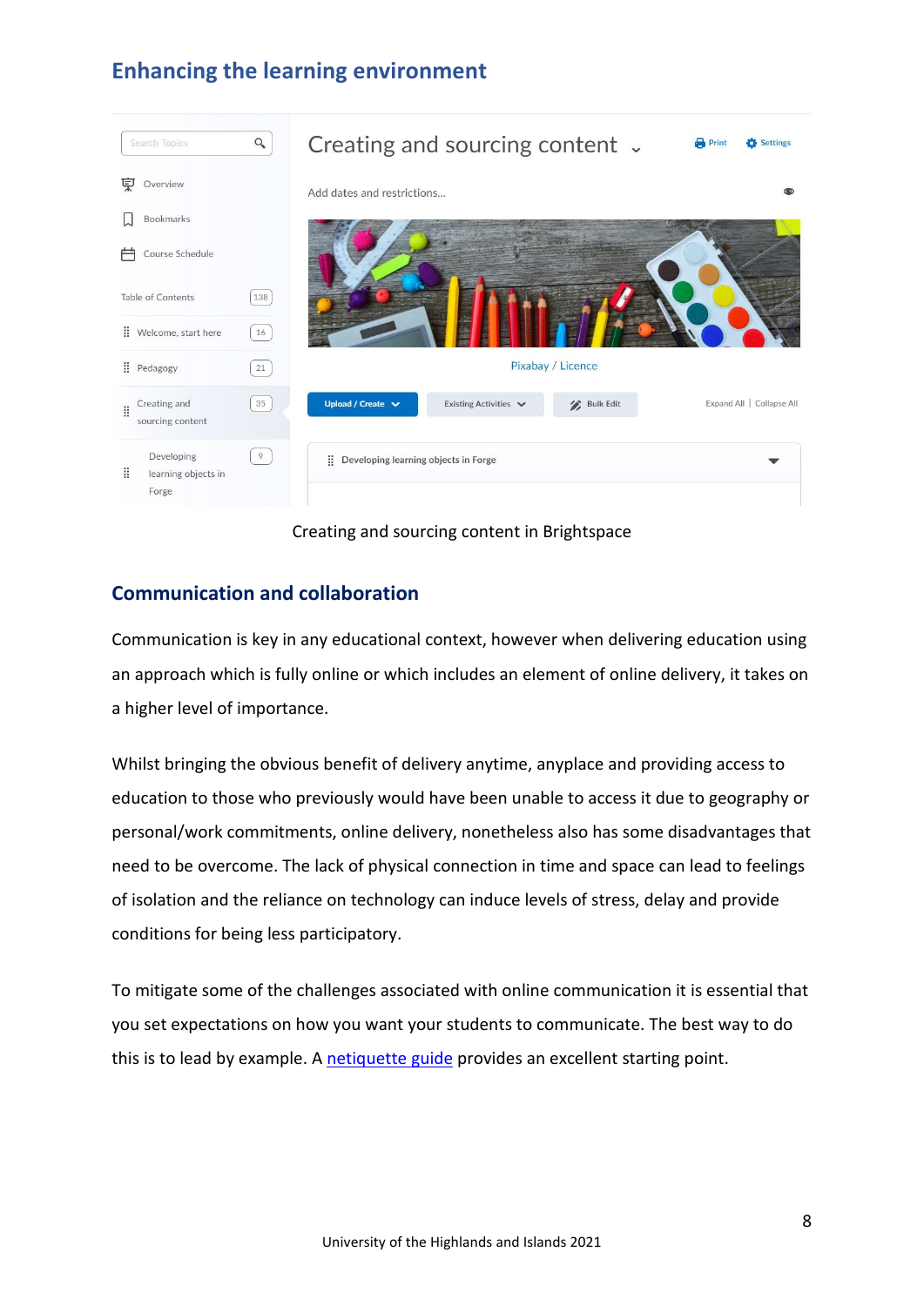## Enhancing the learning environment

Creating and sourcing content in Brightspace

### Communication and collaboration

Communication is key in any educational context, however when delivering education using an approach which is fully online or which includes an element of online delivery, it takes on a higher level of importance.

Whilst bringing the obvious benefit of delivery anytime, anyplace and providing access to education to those who previously would have been unable to access it due to geography or personal/work commitments, online delivery, nonetheless also has some disadvantages that need to be overcome. The lack of physical connection in time and space can lead to feelings of isolation and the reliance on technology can induce levels of stress, delay and provide conditions for being less participatory.

To mitigate some of the challenges associated with online communication it is essential that you set expectations on how you want your students to communicate. The best way to do this is to lead by example. A netiquette guide provides an excellent starting point.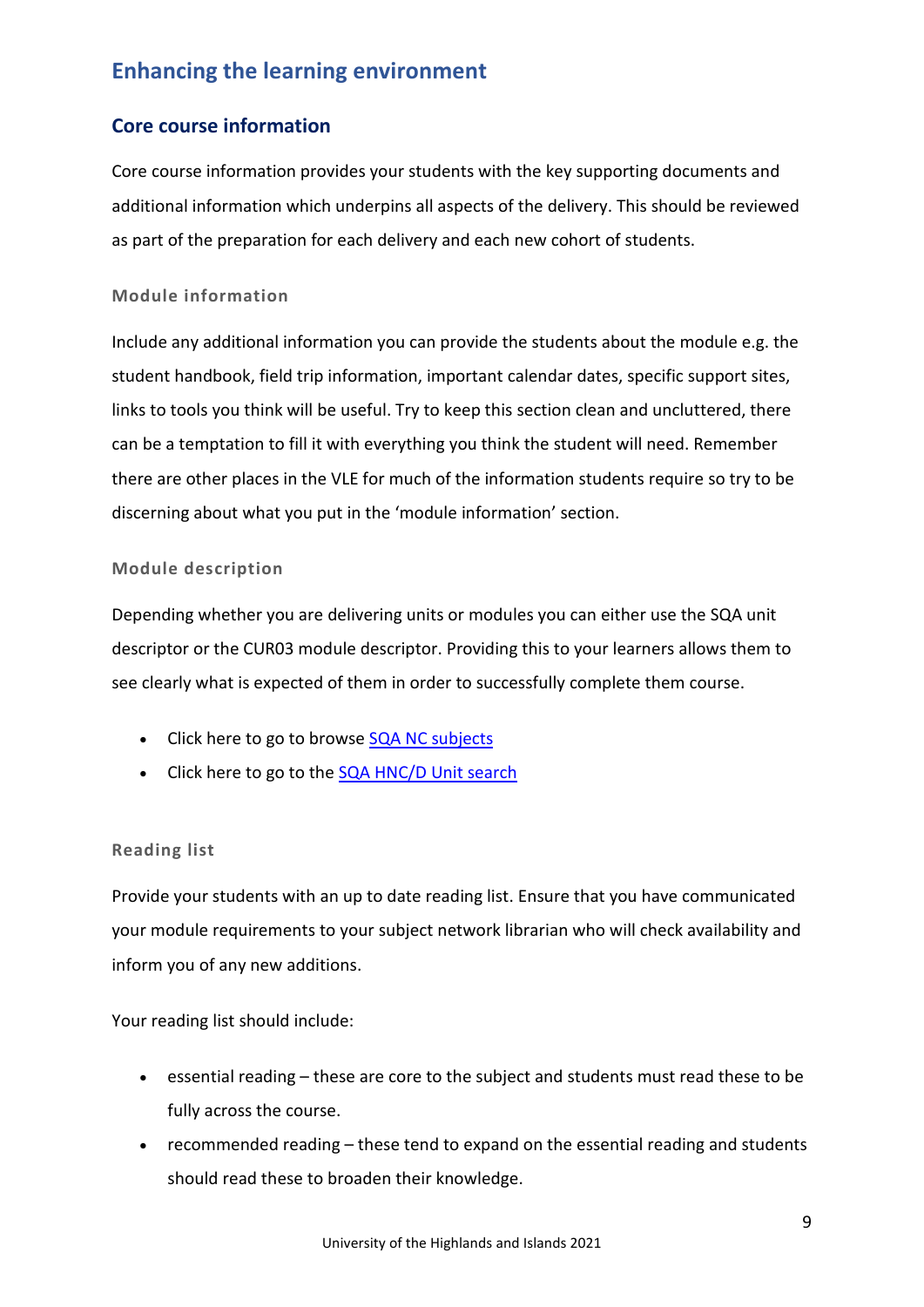## Enhancing the learning environment

### Core course information

Core course information provides your students with the key supporting documents and additional information which underpins all aspects of the delivery. This should be reviewed as part of the preparation for each delivery and each new cohort of students.

#### Module information

Include any additional information you can provide the students about the module e.g. the student handbook, field trip information, important calendar dates, specific support sites, links to tools you think will be useful. Try to keep this section clean and uncluttered, there can be a temptation to fill it with everything you think the student will need. Remember there are other places in the VLE for much of the information students require so try to be discerning about what you put in the 'module information' section.

#### Module description

Depending whether you are delivering units or modules you can either use the SQA unit descriptor or the CUR03 module descriptor. Providing this to your learners allows them to see clearly what is expected of them in order to successfully complete them course.

- Click here to go to browse SQA NC subjects
- Click here to go to the SQA HNC/D Unit search

#### Reading list

Provide your students with an up to date reading list. Ensure that you have communicated your module requirements to your subject network librarian who will check availability and inform you of any new additions.

Your reading list should include:

- essential reading – these are core to the subject and students must read these to be fully across the course.
- recommended reading – these tend to expand on the essential reading and students should read these to broaden their knowledge.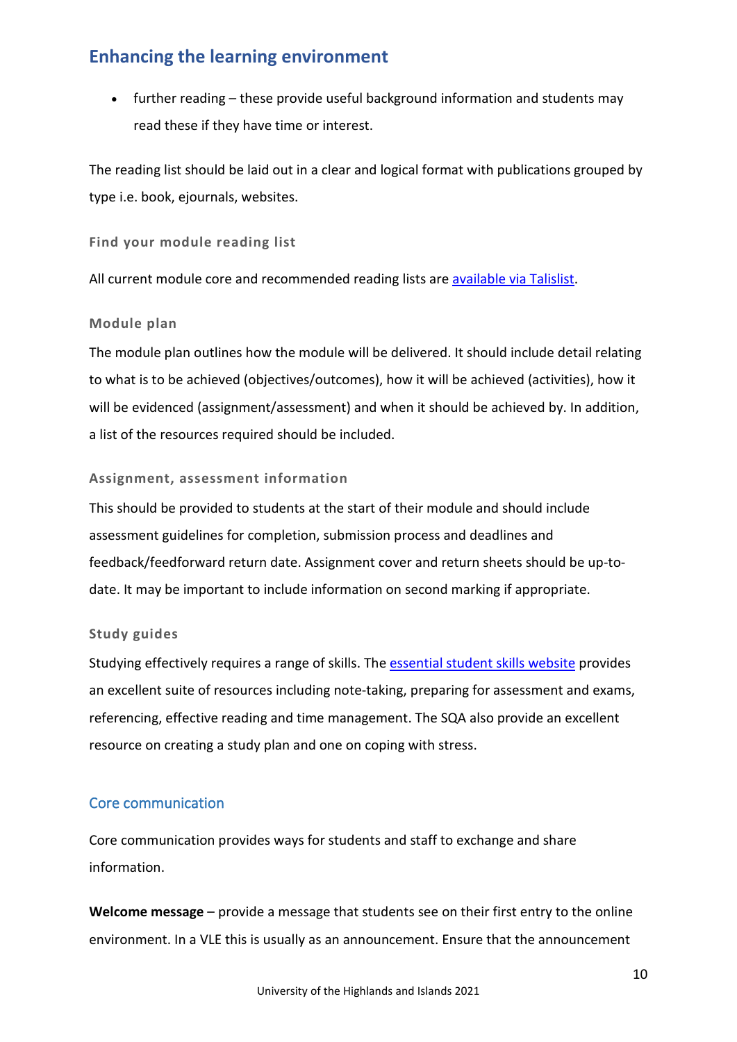## Enhancing the learning environment

- further reading – these provide useful background information and students may read these if they have time or interest.

The reading list should be laid out in a clear and logical format with publications grouped by type i.e. book, ejournals, websites.

#### Find your module reading list

All current module core and recommended reading lists are [available via Talislist](#).

#### Module plan

The module plan outlines how the module will be delivered. It should include detail relating to what is to be achieved (objectives/outcomes), how it will be achieved (activities), how it will be evidenced (assignment/assessment) and when it should be achieved by. In addition, a list of the resources required should be included.

#### Assignment, assessment information

This should be provided to students at the start of their module and should include assessment guidelines for completion, submission process and deadlines and feedback/feedforward return date. Assignment cover and return sheets should be up-to-date. It may be important to include information on second marking if appropriate.

#### Study guides

Studying effectively requires a range of skills. The [essential student skills website](#) provides an excellent suite of resources including note-taking, preparing for assessment and exams, referencing, effective reading and time management. The SQA also provide an excellent resource on creating a study plan and one on coping with stress.

### Core communication

Core communication provides ways for students and staff to exchange and share information.

**Welcome message** – provide a message that students see on their first entry to the online environment. In a VLE this is usually as an announcement. Ensure that the announcement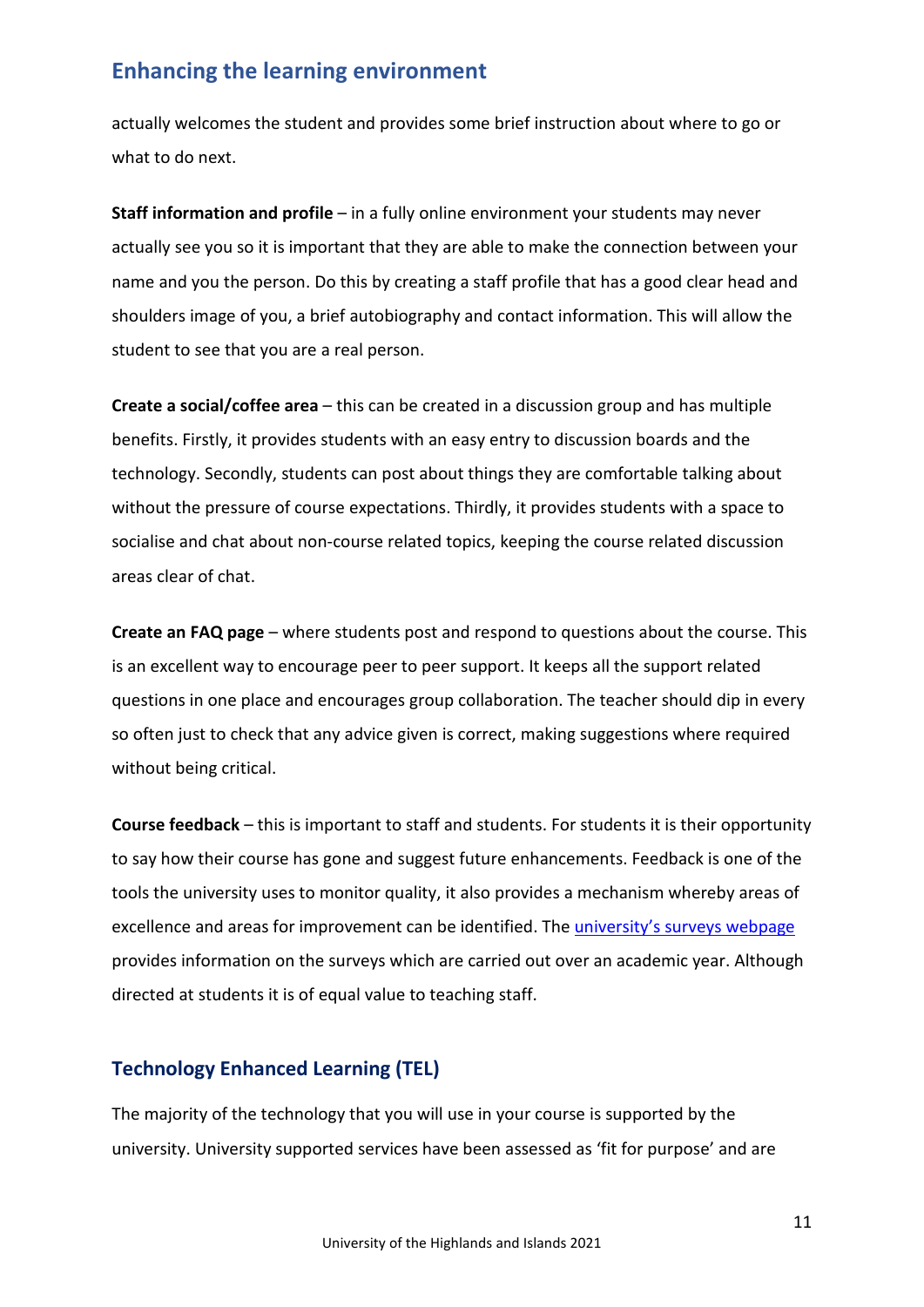## Enhancing the learning environment

actually welcomes the student and provides some brief instruction about where to go or what to do next.

**Staff information and profile** – in a fully online environment your students may never actually see you so it is important that they are able to make the connection between your name and you the person. Do this by creating a staff profile that has a good clear head and shoulders image of you, a brief autobiography and contact information. This will allow the student to see that you are a real person.

**Create a social/coffee area** – this can be created in a discussion group and has multiple benefits. Firstly, it provides students with an easy entry to discussion boards and the technology. Secondly, students can post about things they are comfortable talking about without the pressure of course expectations. Thirdly, it provides students with a space to socialise and chat about non-course related topics, keeping the course related discussion areas clear of chat.

**Create an FAQ page** – where students post and respond to questions about the course. This is an excellent way to encourage peer to peer support. It keeps all the support related questions in one place and encourages group collaboration. The teacher should dip in every so often just to check that any advice given is correct, making suggestions where required without being critical.

**Course feedback** – this is important to staff and students. For students it is their opportunity to say how their course has gone and suggest future enhancements. Feedback is one of the tools the university uses to monitor quality, it also provides a mechanism whereby areas of excellence and areas for improvement can be identified. The university's surveys webpage provides information on the surveys which are carried out over an academic year. Although directed at students it is of equal value to teaching staff.

## Technology Enhanced Learning (TEL)

The majority of the technology that you will use in your course is supported by the university. University supported services have been assessed as 'fit for purpose' and are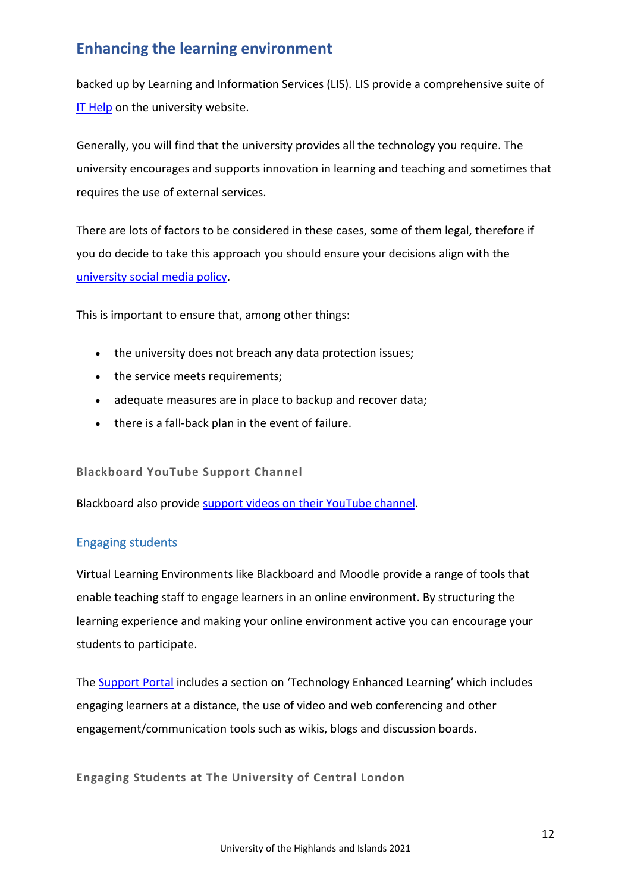## Enhancing the learning environment

backed up by Learning and Information Services (LIS). LIS provide a comprehensive suite of IT Help on the university website.

Generally, you will find that the university provides all the technology you require. The university encourages and supports innovation in learning and teaching and sometimes that requires the use of external services.

There are lots of factors to be considered in these cases, some of them legal, therefore if you do decide to take this approach you should ensure your decisions align with the university social media policy.

This is important to ensure that, among other things:

- the university does not breach any data protection issues;
- the service meets requirements;
- adequate measures are in place to backup and recover data;
- there is a fall-back plan in the event of failure.

#### Blackboard YouTube Support Channel

Blackboard also provide support videos on their YouTube channel.

### Engaging students

Virtual Learning Environments like Blackboard and Moodle provide a range of tools that enable teaching staff to engage learners in an online environment. By structuring the learning experience and making your online environment active you can encourage your students to participate.

The Support Portal includes a section on 'Technology Enhanced Learning' which includes engaging learners at a distance, the use of video and web conferencing and other engagement/communication tools such as wikis, blogs and discussion boards.

#### Engaging Students at The University of Central London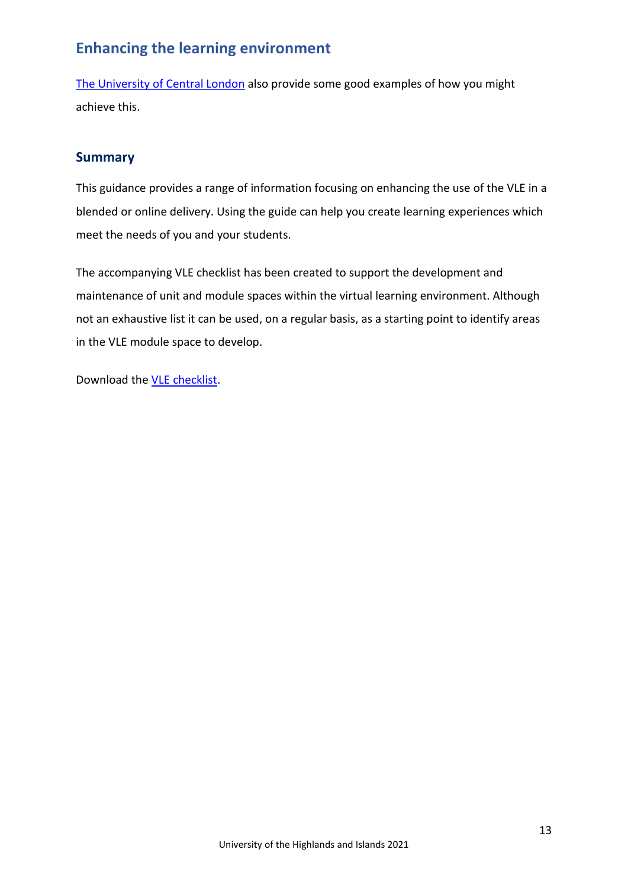## Enhancing the learning environment

The University of Central London also provide some good examples of how you might achieve this.

### Summary

This guidance provides a range of information focusing on enhancing the use of the VLE in a blended or online delivery. Using the guide can help you create learning experiences which meet the needs of you and your students.

The accompanying VLE checklist has been created to support the development and maintenance of unit and module spaces within the virtual learning environment. Although not an exhaustive list it can be used, on a regular basis, as a starting point to identify areas in the VLE module space to develop.

Download the VLE checklist.